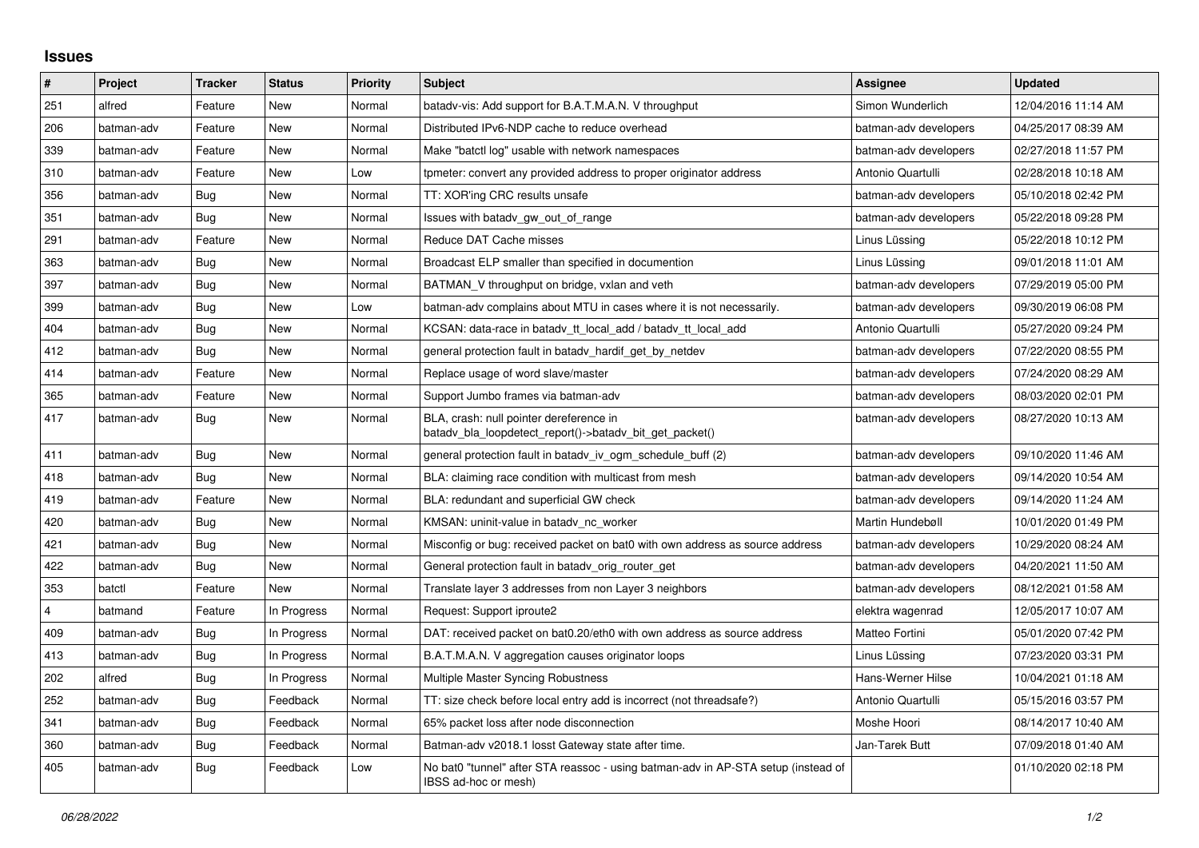# Issues

| # | Project | Tracker | Status | Priority | Subject | Assignee | Updated |
|---|---|---|---|---|---|---|---|
| 251 | alfred | Feature | New | Normal | batadv-vis: Add support for B.A.T.M.A.N. V throughput | Simon Wunderlich | 12/04/2016 11:14 AM |
| 206 | batman-adv | Feature | New | Normal | Distributed IPv6-NDP cache to reduce overhead | batman-adv developers | 04/25/2017 08:39 AM |
| 339 | batman-adv | Feature | New | Normal | Make "batctl log" usable with network namespaces | batman-adv developers | 02/27/2018 11:57 PM |
| 310 | batman-adv | Feature | New | Low | tpmeter: convert any provided address to proper originator address | Antonio Quartulli | 02/28/2018 10:18 AM |
| 356 | batman-adv | Bug | New | Normal | TT: XOR'ing CRC results unsafe | batman-adv developers | 05/10/2018 02:42 PM |
| 351 | batman-adv | Bug | New | Normal | Issues with batadv_gw_out_of_range | batman-adv developers | 05/22/2018 09:28 PM |
| 291 | batman-adv | Feature | New | Normal | Reduce DAT Cache misses | Linus Lüssing | 05/22/2018 10:12 PM |
| 363 | batman-adv | Bug | New | Normal | Broadcast ELP smaller than specified in documention | Linus Lüssing | 09/01/2018 11:01 AM |
| 397 | batman-adv | Bug | New | Normal | BATMAN_V throughput on bridge, vxlan and veth | batman-adv developers | 07/29/2019 05:00 PM |
| 399 | batman-adv | Bug | New | Low | batman-adv complains about MTU in cases where it is not necessarily. | batman-adv developers | 09/30/2019 06:08 PM |
| 404 | batman-adv | Bug | New | Normal | KCSAN: data-race in batadv_tt_local_add / batadv_tt_local_add | Antonio Quartulli | 05/27/2020 09:24 PM |
| 412 | batman-adv | Bug | New | Normal | general protection fault in batadv_hardif_get_by_netdev | batman-adv developers | 07/22/2020 08:55 PM |
| 414 | batman-adv | Feature | New | Normal | Replace usage of word slave/master | batman-adv developers | 07/24/2020 08:29 AM |
| 365 | batman-adv | Feature | New | Normal | Support Jumbo frames via batman-adv | batman-adv developers | 08/03/2020 02:01 PM |
| 417 | batman-adv | Bug | New | Normal | BLA, crash: null pointer dereference in batadv_bla_loopdetect_report()->batadv_bit_get_packet() | batman-adv developers | 08/27/2020 10:13 AM |
| 411 | batman-adv | Bug | New | Normal | general protection fault in batadv_iv_ogm_schedule_buff (2) | batman-adv developers | 09/10/2020 11:46 AM |
| 418 | batman-adv | Bug | New | Normal | BLA: claiming race condition with multicast from mesh | batman-adv developers | 09/14/2020 10:54 AM |
| 419 | batman-adv | Feature | New | Normal | BLA: redundant and superficial GW check | batman-adv developers | 09/14/2020 11:24 AM |
| 420 | batman-adv | Bug | New | Normal | KMSAN: uninit-value in batadv_nc_worker | Martin Hundebøll | 10/01/2020 01:49 PM |
| 421 | batman-adv | Bug | New | Normal | Misconfig or bug: received packet on bat0 with own address as source address | batman-adv developers | 10/29/2020 08:24 AM |
| 422 | batman-adv | Bug | New | Normal | General protection fault in batadv_orig_router_get | batman-adv developers | 04/20/2021 11:50 AM |
| 353 | batctl | Feature | New | Normal | Translate layer 3 addresses from non Layer 3 neighbors | batman-adv developers | 08/12/2021 01:58 AM |
| 4 | batmand | Feature | In Progress | Normal | Request: Support iproute2 | elektra wagenrad | 12/05/2017 10:07 AM |
| 409 | batman-adv | Bug | In Progress | Normal | DAT: received packet on bat0.20/eth0 with own address as source address | Matteo Fortini | 05/01/2020 07:42 PM |
| 413 | batman-adv | Bug | In Progress | Normal | B.A.T.M.A.N. V aggregation causes originator loops | Linus Lüssing | 07/23/2020 03:31 PM |
| 202 | alfred | Bug | In Progress | Normal | Multiple Master Syncing Robustness | Hans-Werner Hilse | 10/04/2021 01:18 AM |
| 252 | batman-adv | Bug | Feedback | Normal | TT: size check before local entry add is incorrect (not threadsafe?) | Antonio Quartulli | 05/15/2016 03:57 PM |
| 341 | batman-adv | Bug | Feedback | Normal | 65% packet loss after node disconnection | Moshe Hoori | 08/14/2017 10:40 AM |
| 360 | batman-adv | Bug | Feedback | Normal | Batman-adv v2018.1 losst Gateway state after time. | Jan-Tarek Butt | 07/09/2018 01:40 AM |
| 405 | batman-adv | Bug | Feedback | Low | No bat0 "tunnel" after STA reassoc - using batman-adv in AP-STA setup (instead of IBSS ad-hoc or mesh) | | 01/10/2020 02:18 PM |

06/28/2022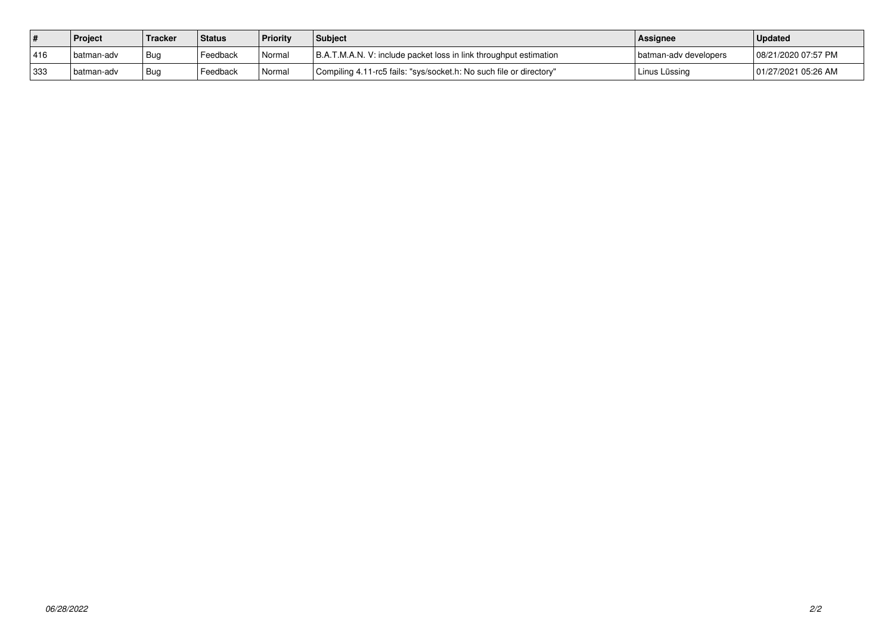| # | Project | Tracker | Status | Priority | Subject | Assignee | Updated |
|---|---|---|---|---|---|---|---|
| 416 | batman-adv | Bug | Feedback | Normal | B.A.T.M.A.N. V: include packet loss in link throughput estimation | batman-adv developers | 08/21/2020 07:57 PM |
| 333 | batman-adv | Bug | Feedback | Normal | Compiling 4.11-rc5 fails: "sys/socket.h: No such file or directory" | Linus Lüssing | 01/27/2021 05:26 AM |